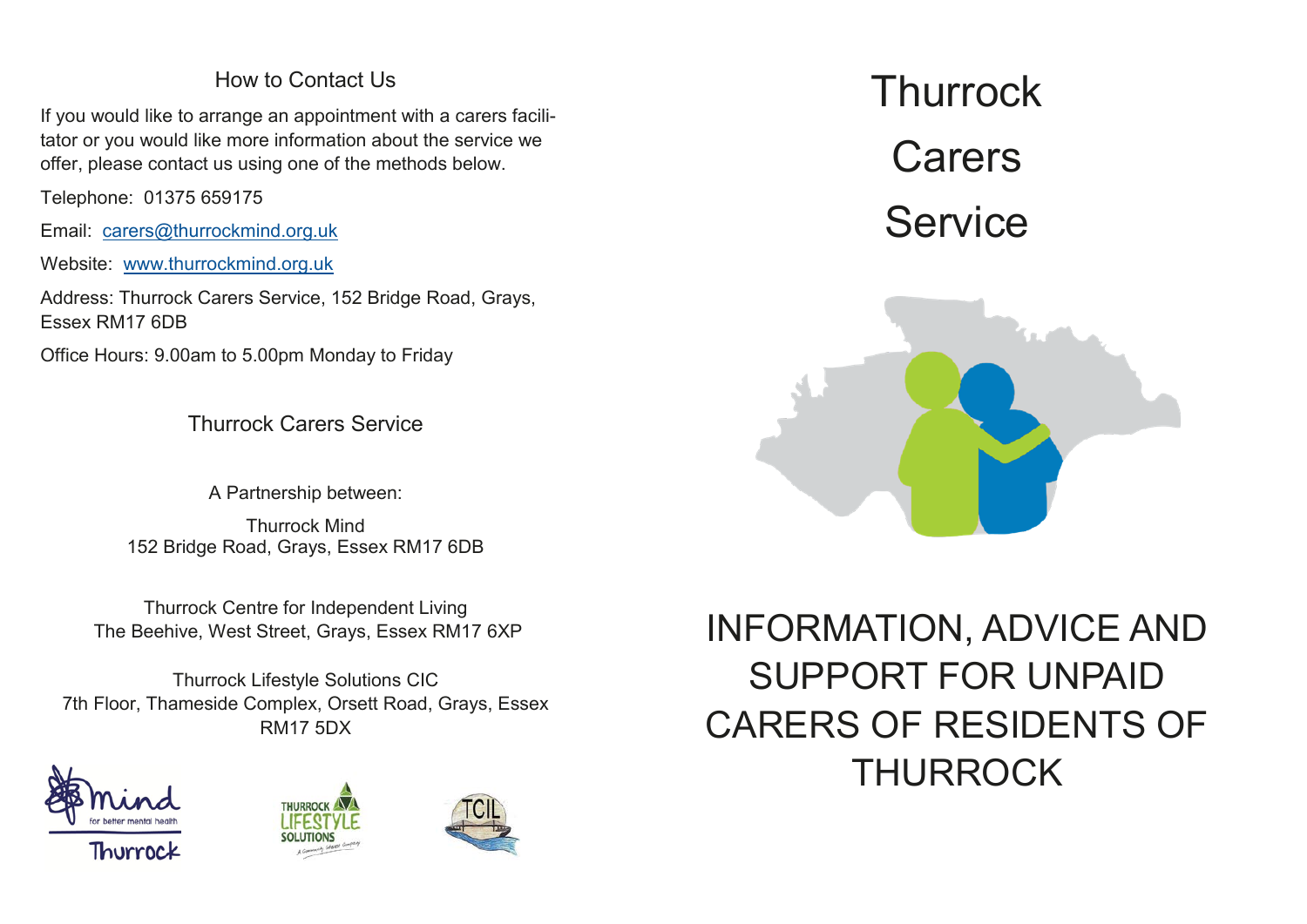## How to Contact Us

If you would like to arrange an appointment with a carers facilitator or you would like more information about the service we offer, please contact us using one of the methods below.

Telephone: 01375 659175

Email: carers@thurrockmind.org.uk

Website: www.thurrockmind.org.uk

Address: Thurrock Carers Service, 152 Bridge Road, Grays, Essex RM17 6DB

Office Hours: 9.00am to 5.00pm Monday to Friday

## Thurrock Carers Service

A Partnership between:

Thurrock Mind
152 Bridge Road, Grays, Essex RM17 6DB

Thurrock Centre for Independent Living
The Beehive, West Street, Grays, Essex RM17 6XP

Thurrock Lifestyle Solutions CIC
7th Floor, Thameside Complex, Orsett Road, Grays, Essex RM17 5DX

# Thurrock Carers Service

## INFORMATION, ADVICE AND SUPPORT FOR UNPAID CARERS OF RESIDENTS OF THURROCK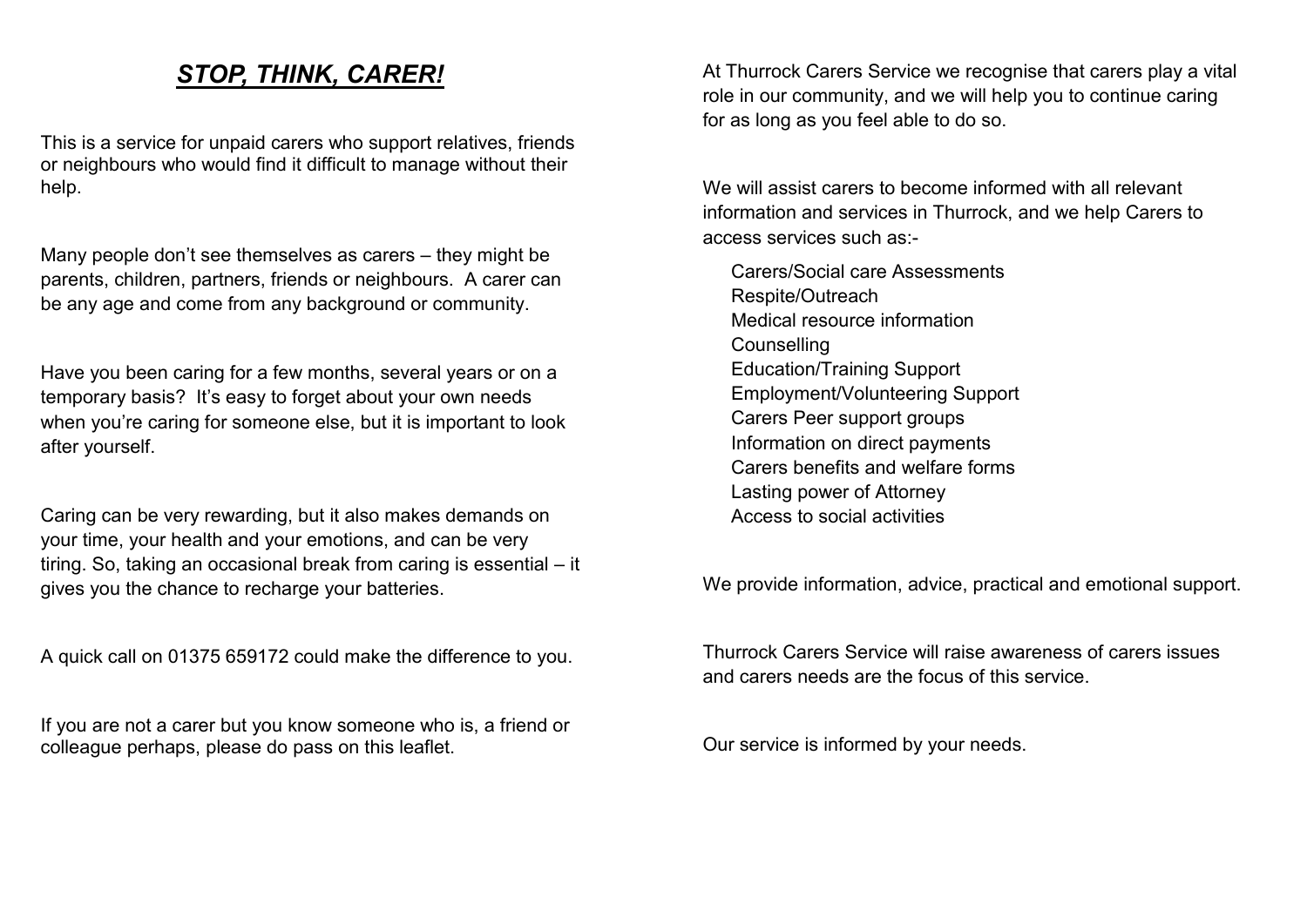# ***STOP, THINK, CARER!***

This is a service for unpaid carers who support relatives, friends or neighbours who would find it difficult to manage without their help.

Many people don't see themselves as carers – they might be parents, children, partners, friends or neighbours. A carer can be any age and come from any background or community.

Have you been caring for a few months, several years or on a temporary basis? It's easy to forget about your own needs when you're caring for someone else, but it is important to look after yourself.

Caring can be very rewarding, but it also makes demands on your time, your health and your emotions, and can be very tiring. So, taking an occasional break from caring is essential – it gives you the chance to recharge your batteries.

A quick call on 01375 659172 could make the difference to you.

If you are not a carer but you know someone who is, a friend or colleague perhaps, please do pass on this leaflet.

At Thurrock Carers Service we recognise that carers play a vital role in our community, and we will help you to continue caring for as long as you feel able to do so.

We will assist carers to become informed with all relevant information and services in Thurrock, and we help Carers to access services such as:-

- Carers/Social care Assessments
- Respite/Outreach
- Medical resource information
- Counselling
- Education/Training Support
- Employment/Volunteering Support
- Carers Peer support groups
- Information on direct payments
- Carers benefits and welfare forms
- Lasting power of Attorney
- Access to social activities

We provide information, advice, practical and emotional support.

Thurrock Carers Service will raise awareness of carers issues and carers needs are the focus of this service.

Our service is informed by your needs.